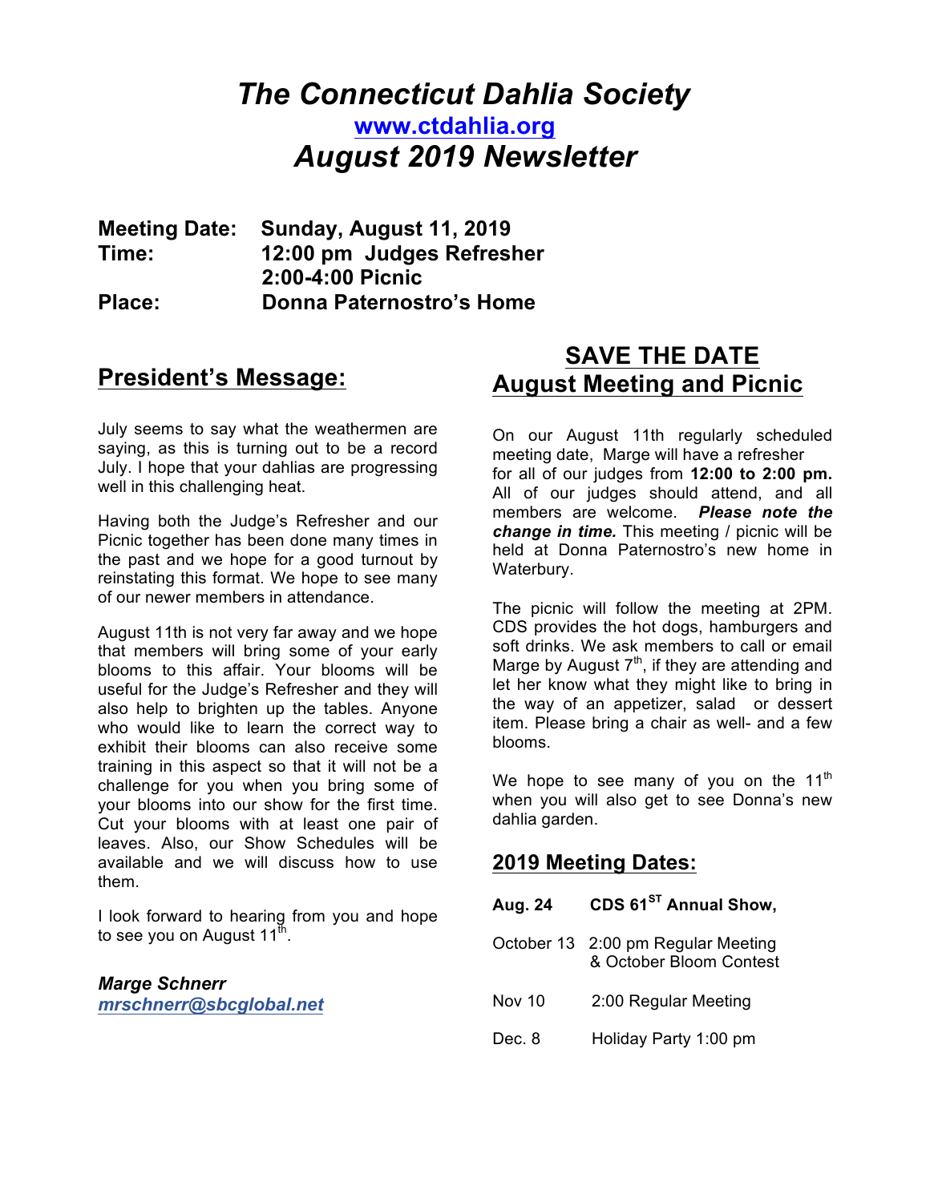# *The Connecticut Dahlia Society*

**www.ctdahlia.org**

# *August 2019 Newsletter*

**Meeting Date:** **Sunday, August 11, 2019**
**Time:** **12:00 pm Judges Refresher**
**2:00-4:00 Picnic**
**Place:** **Donna Paternostro's Home**

## President's Message:

July seems to say what the weathermen are saying, as this is turning out to be a record July. I hope that your dahlias are progressing well in this challenging heat.

Having both the Judge's Refresher and our Picnic together has been done many times in the past and we hope for a good turnout by reinstating this format. We hope to see many of our newer members in attendance.

August 11th is not very far away and we hope that members will bring some of your early blooms to this affair. Your blooms will be useful for the Judge's Refresher and they will also help to brighten up the tables. Anyone who would like to learn the correct way to exhibit their blooms can also receive some training in this aspect so that it will not be a challenge for you when you bring some of your blooms into our show for the first time. Cut your blooms with at least one pair of leaves. Also, our Show Schedules will be available and we will discuss how to use them.

I look forward to hearing from you and hope to see you on August 11th.

***Marge Schnerr***
***mrschnerr@sbcglobal.net***

## SAVE THE DATE
## August Meeting and Picnic

On our August 11th regularly scheduled meeting date, Marge will have a refresher for all of our judges from **12:00 to 2:00 pm.** All of our judges should attend, and all members are welcome. ***Please note the change in time.*** This meeting / picnic will be held at Donna Paternostro's new home in Waterbury.

The picnic will follow the meeting at 2PM. CDS provides the hot dogs, hamburgers and soft drinks. We ask members to call or email Marge by August 7th, if they are attending and let her know what they might like to bring in the way of an appetizer, salad or dessert item. Please bring a chair as well- and a few blooms.

We hope to see many of you on the 11th when you will also get to see Donna's new dahlia garden.

## 2019 Meeting Dates:

| | |
|---|---|
| **Aug. 24** | **CDS 61ST Annual Show,** |
| October 13 | 2:00 pm Regular Meeting & October Bloom Contest |
| Nov 10 | 2:00 Regular Meeting |
| Dec. 8 | Holiday Party 1:00 pm |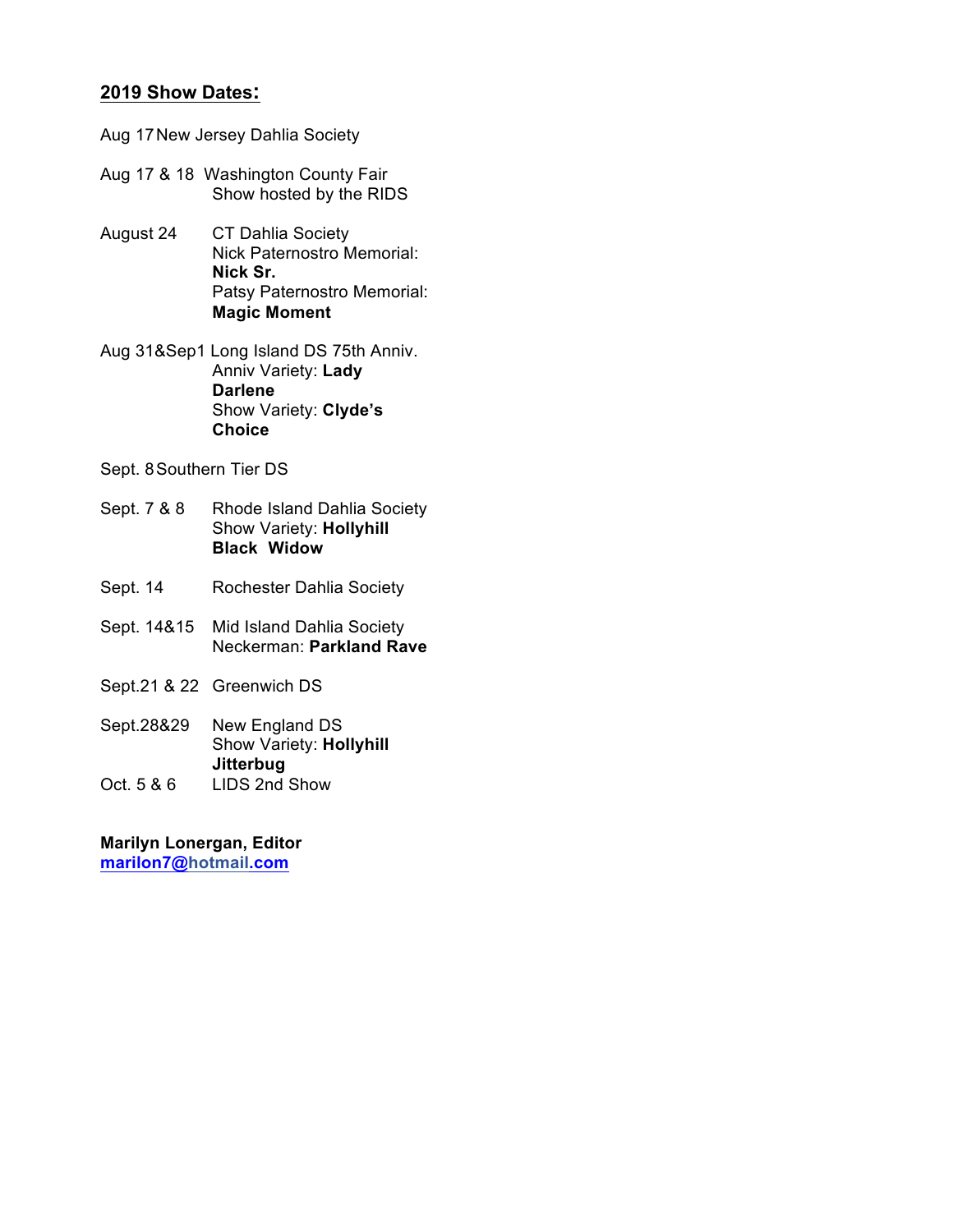## 2019 Show Dates:

Aug 17 New Jersey Dahlia Society

Aug 17 & 18 Washington County Fair
Show hosted by the RIDS

August 24 CT Dahlia Society
Nick Paternostro Memorial: **Nick Sr.**
Patsy Paternostro Memorial: **Magic Moment**

Aug 31&Sep1 Long Island DS 75th Anniv.
Anniv Variety: **Lady Darlene**
Show Variety: **Clyde's Choice**

Sept. 8 Southern Tier DS

Sept. 7 & 8 Rhode Island Dahlia Society
Show Variety: **Hollyhill Black Widow**

Sept. 14 Rochester Dahlia Society

Sept. 14&15 Mid Island Dahlia Society
Neckerman: **Parkland Rave**

Sept.21 & 22 Greenwich DS

Sept.28&29 New England DS
Show Variety: **Hollyhill Jitterbug**

Oct. 5 & 6 LIDS 2nd Show

**Marilyn Lonergan, Editor**
**marilon7@hotmail.com**